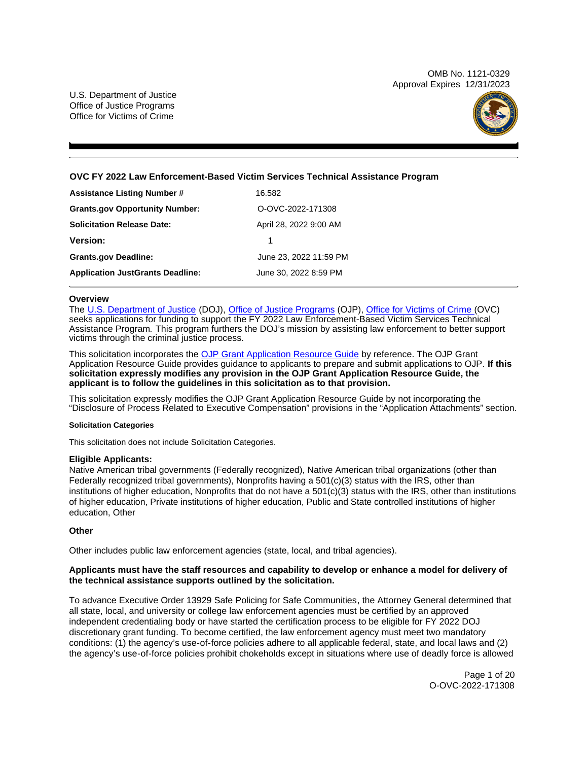OMB No. 1121-0329
Approval Expires 12/31/2023

U.S. Department of Justice
Office of Justice Programs
Office for Victims of Crime

## OVC FY 2022 Law Enforcement-Based Victim Services Technical Assistance Program

| | |
|---|---|
| **Assistance Listing Number #** | 16.582 |
| **Grants.gov Opportunity Number:** | O-OVC-2022-171308 |
| **Solicitation Release Date:** | April 28, 2022 9:00 AM |
| **Version:** | 1 |
| **Grants.gov Deadline:** | June 23, 2022 11:59 PM |
| **Application JustGrants Deadline:** | June 30, 2022 8:59 PM |

### Overview

The U.S. Department of Justice (DOJ), Office of Justice Programs (OJP), Office for Victims of Crime (OVC) seeks applications for funding to support the FY 2022 Law Enforcement-Based Victim Services Technical Assistance Program. This program furthers the DOJ's mission by assisting law enforcement to better support victims through the criminal justice process.

This solicitation incorporates the OJP Grant Application Resource Guide by reference. The OJP Grant Application Resource Guide provides guidance to applicants to prepare and submit applications to OJP. **If this solicitation expressly modifies any provision in the OJP Grant Application Resource Guide, the applicant is to follow the guidelines in this solicitation as to that provision.**

This solicitation expressly modifies the OJP Grant Application Resource Guide by not incorporating the "Disclosure of Process Related to Executive Compensation" provisions in the "Application Attachments" section.

#### Solicitation Categories

This solicitation does not include Solicitation Categories.

### Eligible Applicants:

Native American tribal governments (Federally recognized), Native American tribal organizations (other than Federally recognized tribal governments), Nonprofits having a 501(c)(3) status with the IRS, other than institutions of higher education, Nonprofits that do not have a 501(c)(3) status with the IRS, other than institutions of higher education, Private institutions of higher education, Public and State controlled institutions of higher education, Other

### Other

Other includes public law enforcement agencies (state, local, and tribal agencies).

**Applicants must have the staff resources and capability to develop or enhance a model for delivery of the technical assistance supports outlined by the solicitation.**

To advance Executive Order 13929 Safe Policing for Safe Communities, the Attorney General determined that all state, local, and university or college law enforcement agencies must be certified by an approved independent credentialing body or have started the certification process to be eligible for FY 2022 DOJ discretionary grant funding. To become certified, the law enforcement agency must meet two mandatory conditions: (1) the agency's use-of-force policies adhere to all applicable federal, state, and local laws and (2) the agency's use-of-force policies prohibit chokeholds except in situations where use of deadly force is allowed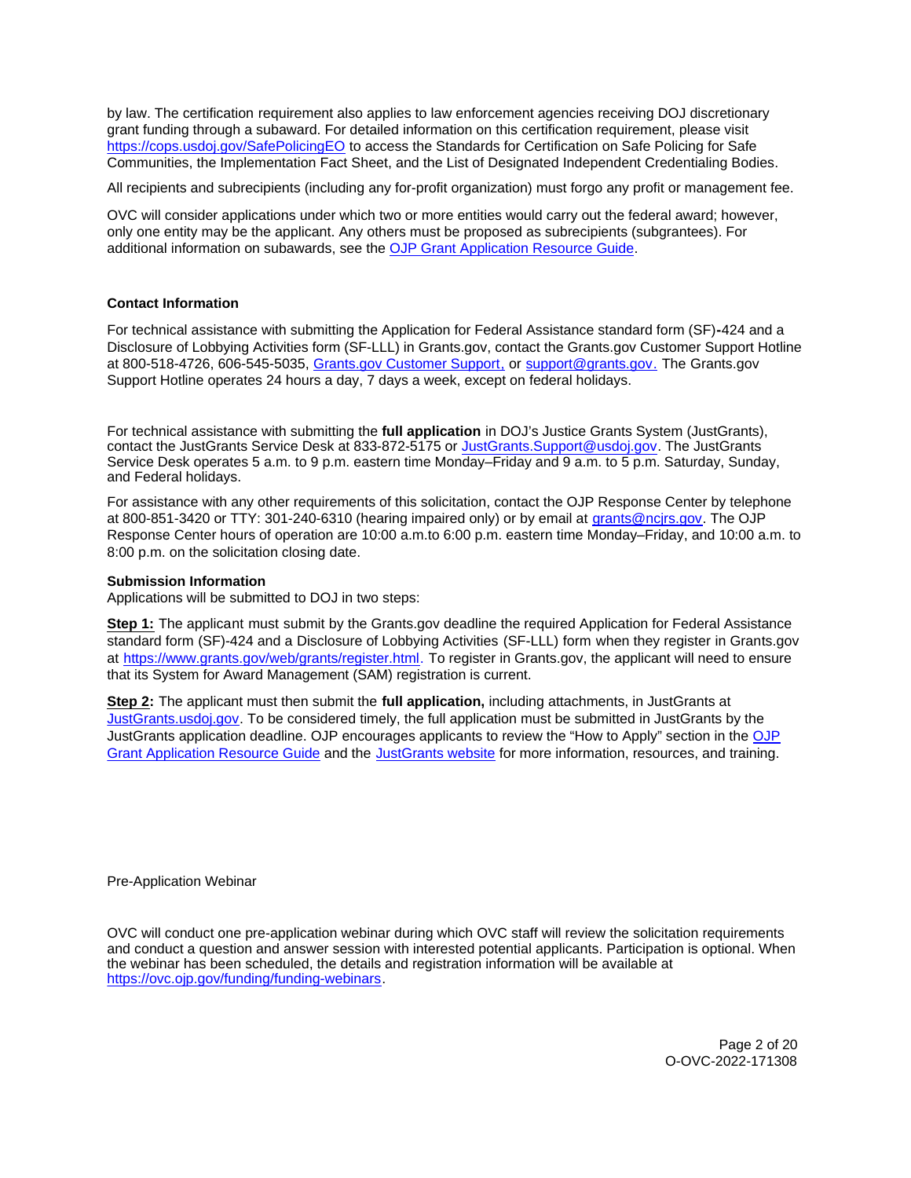by law. The certification requirement also applies to law enforcement agencies receiving DOJ discretionary grant funding through a subaward. For detailed information on this certification requirement, please visit https://cops.usdoj.gov/SafePolicingEO to access the Standards for Certification on Safe Policing for Safe Communities, the Implementation Fact Sheet, and the List of Designated Independent Credentialing Bodies.

All recipients and subrecipients (including any for-profit organization) must forgo any profit or management fee.

OVC will consider applications under which two or more entities would carry out the federal award; however, only one entity may be the applicant. Any others must be proposed as subrecipients (subgrantees). For additional information on subawards, see the OJP Grant Application Resource Guide.

**Contact Information**

For technical assistance with submitting the Application for Federal Assistance standard form (SF)-424 and a Disclosure of Lobbying Activities form (SF-LLL) in Grants.gov, contact the Grants.gov Customer Support Hotline at 800-518-4726, 606-545-5035, Grants.gov Customer Support, or support@grants.gov. The Grants.gov Support Hotline operates 24 hours a day, 7 days a week, except on federal holidays.

For technical assistance with submitting the **full application** in DOJ's Justice Grants System (JustGrants), contact the JustGrants Service Desk at 833-872-5175 or JustGrants.Support@usdoj.gov. The JustGrants Service Desk operates 5 a.m. to 9 p.m. eastern time Monday–Friday and 9 a.m. to 5 p.m. Saturday, Sunday, and Federal holidays.

For assistance with any other requirements of this solicitation, contact the OJP Response Center by telephone at 800-851-3420 or TTY: 301-240-6310 (hearing impaired only) or by email at grants@ncjrs.gov. The OJP Response Center hours of operation are 10:00 a.m.to 6:00 p.m. eastern time Monday–Friday, and 10:00 a.m. to 8:00 p.m. on the solicitation closing date.

**Submission Information**

Applications will be submitted to DOJ in two steps:

**Step 1:** The applicant must submit by the Grants.gov deadline the required Application for Federal Assistance standard form (SF)-424 and a Disclosure of Lobbying Activities (SF-LLL) form when they register in Grants.gov at https://www.grants.gov/web/grants/register.html. To register in Grants.gov, the applicant will need to ensure that its System for Award Management (SAM) registration is current.

**Step 2:** The applicant must then submit the **full application,** including attachments, in JustGrants at JustGrants.usdoj.gov. To be considered timely, the full application must be submitted in JustGrants by the JustGrants application deadline. OJP encourages applicants to review the "How to Apply" section in the OJP Grant Application Resource Guide and the JustGrants website for more information, resources, and training.

Pre-Application Webinar

OVC will conduct one pre-application webinar during which OVC staff will review the solicitation requirements and conduct a question and answer session with interested potential applicants. Participation is optional. When the webinar has been scheduled, the details and registration information will be available at https://ovc.ojp.gov/funding/funding-webinars.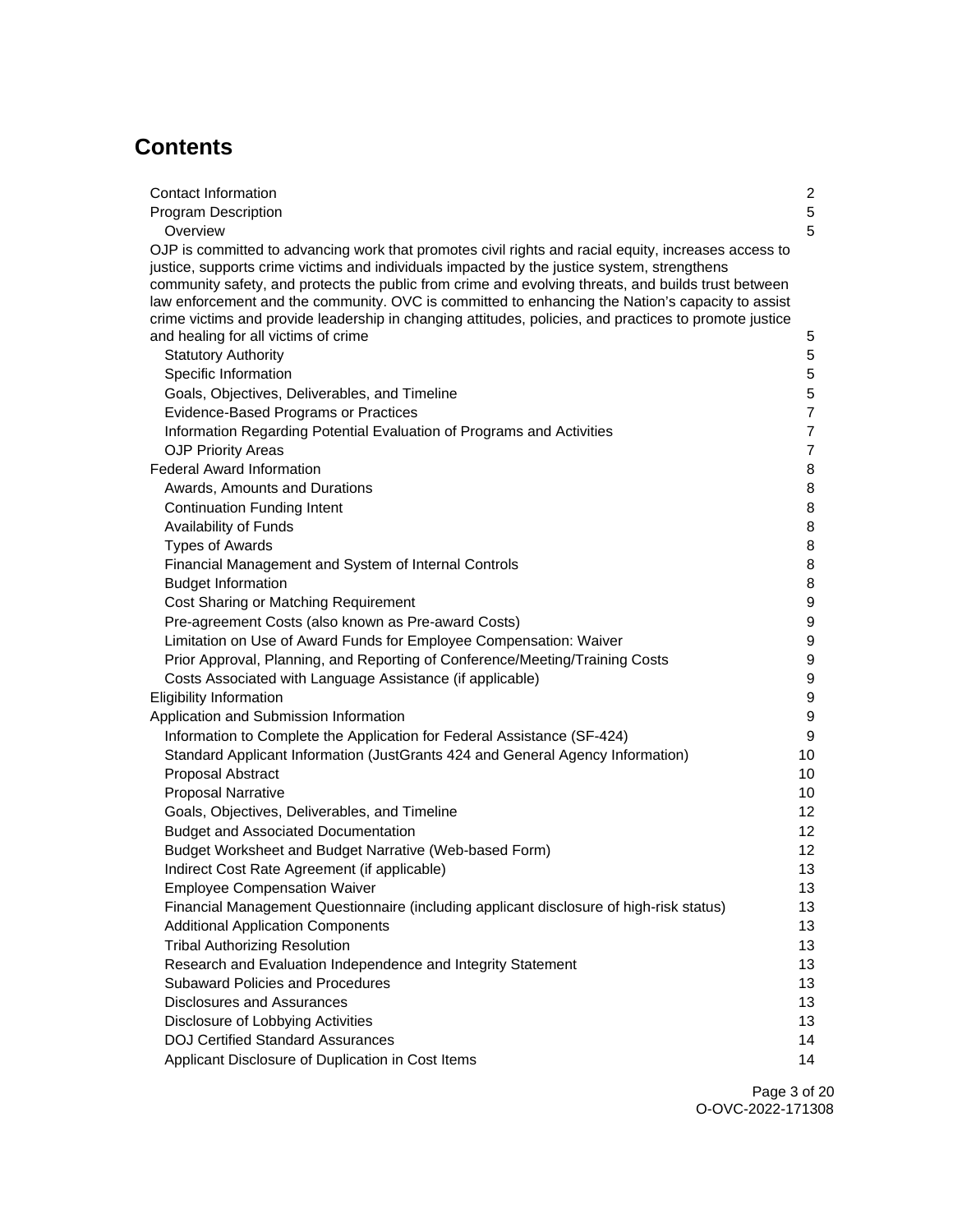# Contents

- Contact Information 2
- Program Description 5
  - Overview 5
- OJP is committed to advancing work that promotes civil rights and racial equity, increases access to justice, supports crime victims and individuals impacted by the justice system, strengthens community safety, and protects the public from crime and evolving threats, and builds trust between law enforcement and the community. OVC is committed to enhancing the Nation's capacity to assist crime victims and provide leadership in changing attitudes, policies, and practices to promote justice and healing for all victims of crime 5
  - Statutory Authority 5
  - Specific Information 5
  - Goals, Objectives, Deliverables, and Timeline 5
  - Evidence-Based Programs or Practices 7
  - Information Regarding Potential Evaluation of Programs and Activities 7
  - OJP Priority Areas 7
- Federal Award Information 8
  - Awards, Amounts and Durations 8
  - Continuation Funding Intent 8
  - Availability of Funds 8
  - Types of Awards 8
  - Financial Management and System of Internal Controls 8
  - Budget Information 8
  - Cost Sharing or Matching Requirement 9
  - Pre-agreement Costs (also known as Pre-award Costs) 9
  - Limitation on Use of Award Funds for Employee Compensation: Waiver 9
  - Prior Approval, Planning, and Reporting of Conference/Meeting/Training Costs 9
  - Costs Associated with Language Assistance (if applicable) 9
- Eligibility Information 9
- Application and Submission Information 9
  - Information to Complete the Application for Federal Assistance (SF-424) 9
  - Standard Applicant Information (JustGrants 424 and General Agency Information) 10
  - Proposal Abstract 10
  - Proposal Narrative 10
  - Goals, Objectives, Deliverables, and Timeline 12
  - Budget and Associated Documentation 12
  - Budget Worksheet and Budget Narrative (Web-based Form) 12
  - Indirect Cost Rate Agreement (if applicable) 13
  - Employee Compensation Waiver 13
  - Financial Management Questionnaire (including applicant disclosure of high-risk status) 13
  - Additional Application Components 13
  - Tribal Authorizing Resolution 13
  - Research and Evaluation Independence and Integrity Statement 13
  - Subaward Policies and Procedures 13
  - Disclosures and Assurances 13
  - Disclosure of Lobbying Activities 13
  - DOJ Certified Standard Assurances 14
  - Applicant Disclosure of Duplication in Cost Items 14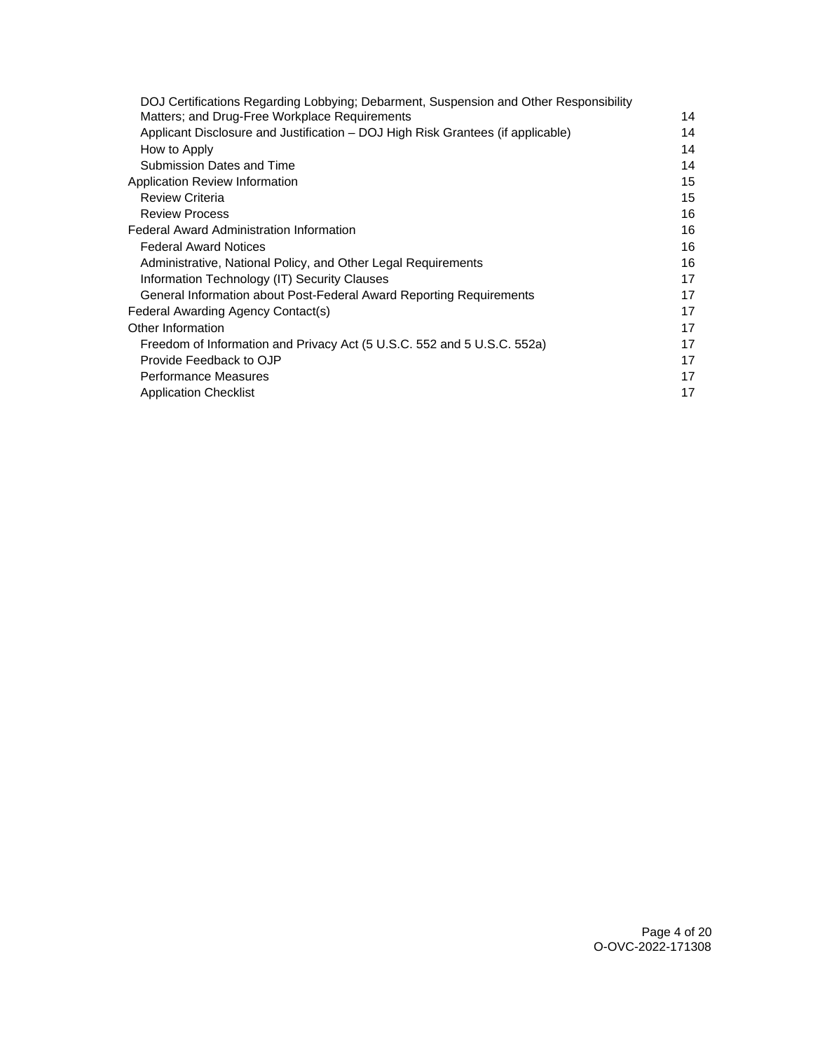| | |
|---|---|
| DOJ Certifications Regarding Lobbying; Debarment, Suspension and Other Responsibility Matters; and Drug-Free Workplace Requirements | 14 |
| Applicant Disclosure and Justification – DOJ High Risk Grantees (if applicable) | 14 |
| How to Apply | 14 |
| Submission Dates and Time | 14 |
| Application Review Information | 15 |
| Review Criteria | 15 |
| Review Process | 16 |
| Federal Award Administration Information | 16 |
| Federal Award Notices | 16 |
| Administrative, National Policy, and Other Legal Requirements | 16 |
| Information Technology (IT) Security Clauses | 17 |
| General Information about Post-Federal Award Reporting Requirements | 17 |
| Federal Awarding Agency Contact(s) | 17 |
| Other Information | 17 |
| Freedom of Information and Privacy Act (5 U.S.C. 552 and 5 U.S.C. 552a) | 17 |
| Provide Feedback to OJP | 17 |
| Performance Measures | 17 |
| Application Checklist | 17 |

O-OVC-2022-171308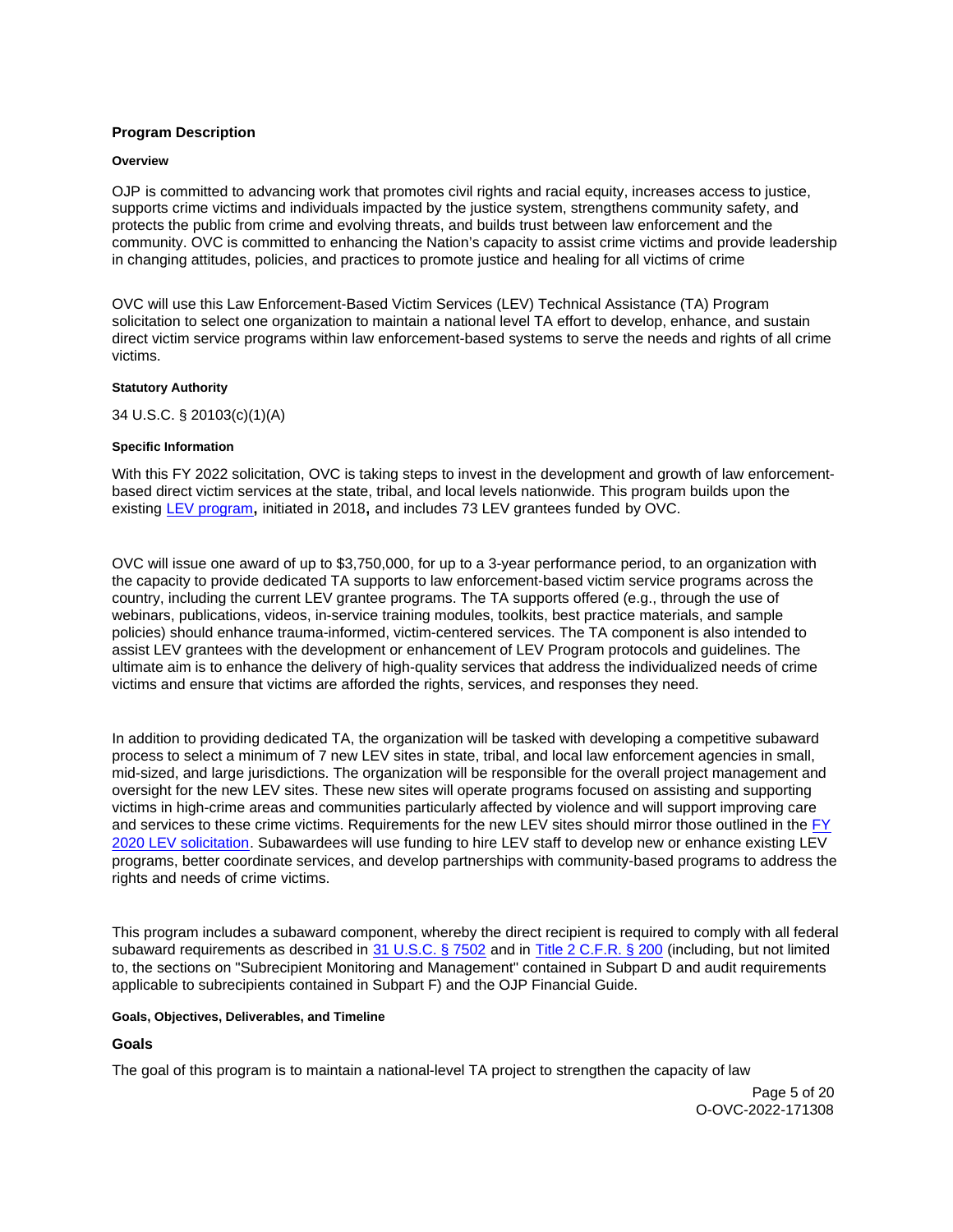## Program Description

### Overview

OJP is committed to advancing work that promotes civil rights and racial equity, increases access to justice, supports crime victims and individuals impacted by the justice system, strengthens community safety, and protects the public from crime and evolving threats, and builds trust between law enforcement and the community. OVC is committed to enhancing the Nation's capacity to assist crime victims and provide leadership in changing attitudes, policies, and practices to promote justice and healing for all victims of crime

OVC will use this Law Enforcement-Based Victim Services (LEV) Technical Assistance (TA) Program solicitation to select one organization to maintain a national level TA effort to develop, enhance, and sustain direct victim service programs within law enforcement-based systems to serve the needs and rights of all crime victims.

### Statutory Authority

34 U.S.C. § 20103(c)(1)(A)

### Specific Information

With this FY 2022 solicitation, OVC is taking steps to invest in the development and growth of law enforcement-based direct victim services at the state, tribal, and local levels nationwide. This program builds upon the existing [LEV program](), initiated in 2018, and includes 73 LEV grantees funded by OVC.

OVC will issue one award of up to $3,750,000, for up to a 3-year performance period, to an organization with the capacity to provide dedicated TA supports to law enforcement-based victim service programs across the country, including the current LEV grantee programs. The TA supports offered (e.g., through the use of webinars, publications, videos, in-service training modules, toolkits, best practice materials, and sample policies) should enhance trauma-informed, victim-centered services. The TA component is also intended to assist LEV grantees with the development or enhancement of LEV Program protocols and guidelines. The ultimate aim is to enhance the delivery of high-quality services that address the individualized needs of crime victims and ensure that victims are afforded the rights, services, and responses they need.

In addition to providing dedicated TA, the organization will be tasked with developing a competitive subaward process to select a minimum of 7 new LEV sites in state, tribal, and local law enforcement agencies in small, mid-sized, and large jurisdictions. The organization will be responsible for the overall project management and oversight for the new LEV sites. These new sites will operate programs focused on assisting and supporting victims in high-crime areas and communities particularly affected by violence and will support improving care and services to these crime victims. Requirements for the new LEV sites should mirror those outlined in the [FY 2020 LEV solicitation](). Subawardees will use funding to hire LEV staff to develop new or enhance existing LEV programs, better coordinate services, and develop partnerships with community-based programs to address the rights and needs of crime victims.

This program includes a subaward component, whereby the direct recipient is required to comply with all federal subaward requirements as described in [31 U.S.C. § 7502]() and in [Title 2 C.F.R. § 200]() (including, but not limited to, the sections on "Subrecipient Monitoring and Management" contained in Subpart D and audit requirements applicable to subrecipients contained in Subpart F) and the OJP Financial Guide.

### Goals, Objectives, Deliverables, and Timeline

#### Goals

The goal of this program is to maintain a national-level TA project to strengthen the capacity of law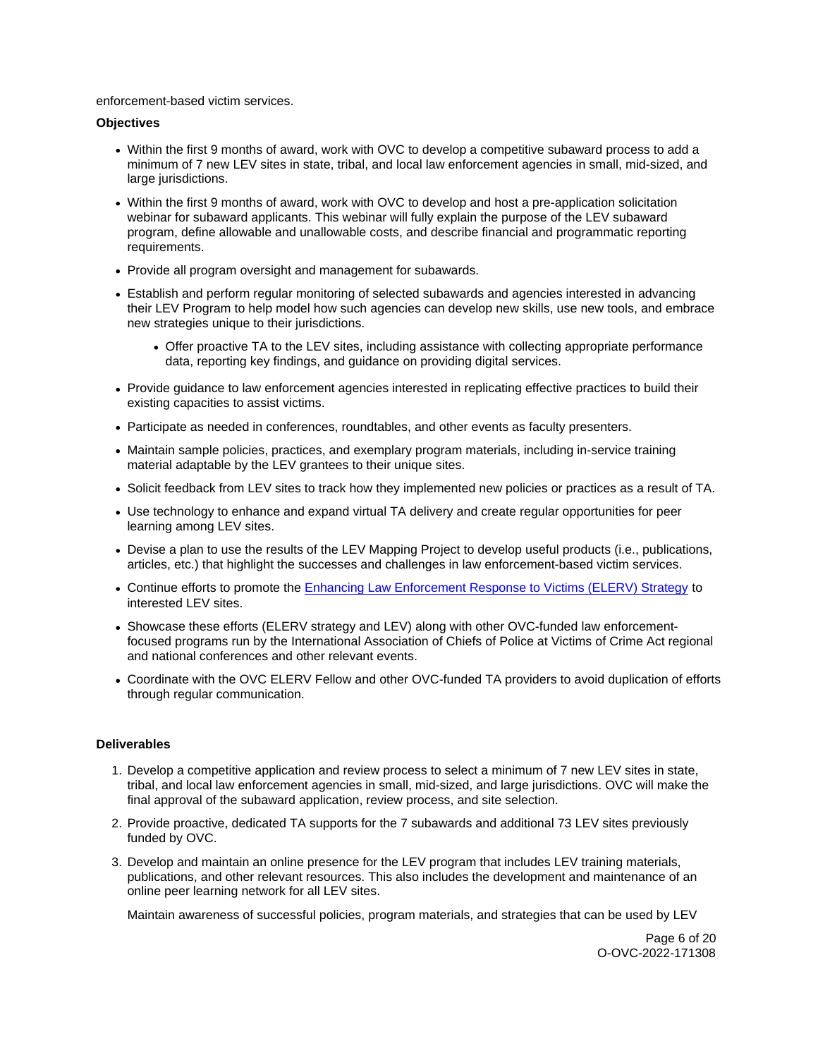enforcement-based victim services.

**Objectives**

- Within the first 9 months of award, work with OVC to develop a competitive subaward process to add a minimum of 7 new LEV sites in state, tribal, and local law enforcement agencies in small, mid-sized, and large jurisdictions.
- Within the first 9 months of award, work with OVC to develop and host a pre-application solicitation webinar for subaward applicants. This webinar will fully explain the purpose of the LEV subaward program, define allowable and unallowable costs, and describe financial and programmatic reporting requirements.
- Provide all program oversight and management for subawards.
- Establish and perform regular monitoring of selected subawards and agencies interested in advancing their LEV Program to help model how such agencies can develop new skills, use new tools, and embrace new strategies unique to their jurisdictions.
    - Offer proactive TA to the LEV sites, including assistance with collecting appropriate performance data, reporting key findings, and guidance on providing digital services.
- Provide guidance to law enforcement agencies interested in replicating effective practices to build their existing capacities to assist victims.
- Participate as needed in conferences, roundtables, and other events as faculty presenters.
- Maintain sample policies, practices, and exemplary program materials, including in-service training material adaptable by the LEV grantees to their unique sites.
- Solicit feedback from LEV sites to track how they implemented new policies or practices as a result of TA.
- Use technology to enhance and expand virtual TA delivery and create regular opportunities for peer learning among LEV sites.
- Devise a plan to use the results of the LEV Mapping Project to develop useful products (i.e., publications, articles, etc.) that highlight the successes and challenges in law enforcement-based victim services.
- Continue efforts to promote the Enhancing Law Enforcement Response to Victims (ELERV) Strategy to interested LEV sites.
- Showcase these efforts (ELERV strategy and LEV) along with other OVC-funded law enforcement-focused programs run by the International Association of Chiefs of Police at Victims of Crime Act regional and national conferences and other relevant events.
- Coordinate with the OVC ELERV Fellow and other OVC-funded TA providers to avoid duplication of efforts through regular communication.

**Deliverables**

1. Develop a competitive application and review process to select a minimum of 7 new LEV sites in state, tribal, and local law enforcement agencies in small, mid-sized, and large jurisdictions. OVC will make the final approval of the subaward application, review process, and site selection.
2. Provide proactive, dedicated TA supports for the 7 subawards and additional 73 LEV sites previously funded by OVC.
3. Develop and maintain an online presence for the LEV program that includes LEV training materials, publications, and other relevant resources. This also includes the development and maintenance of an online peer learning network for all LEV sites.

   Maintain awareness of successful policies, program materials, and strategies that can be used by LEV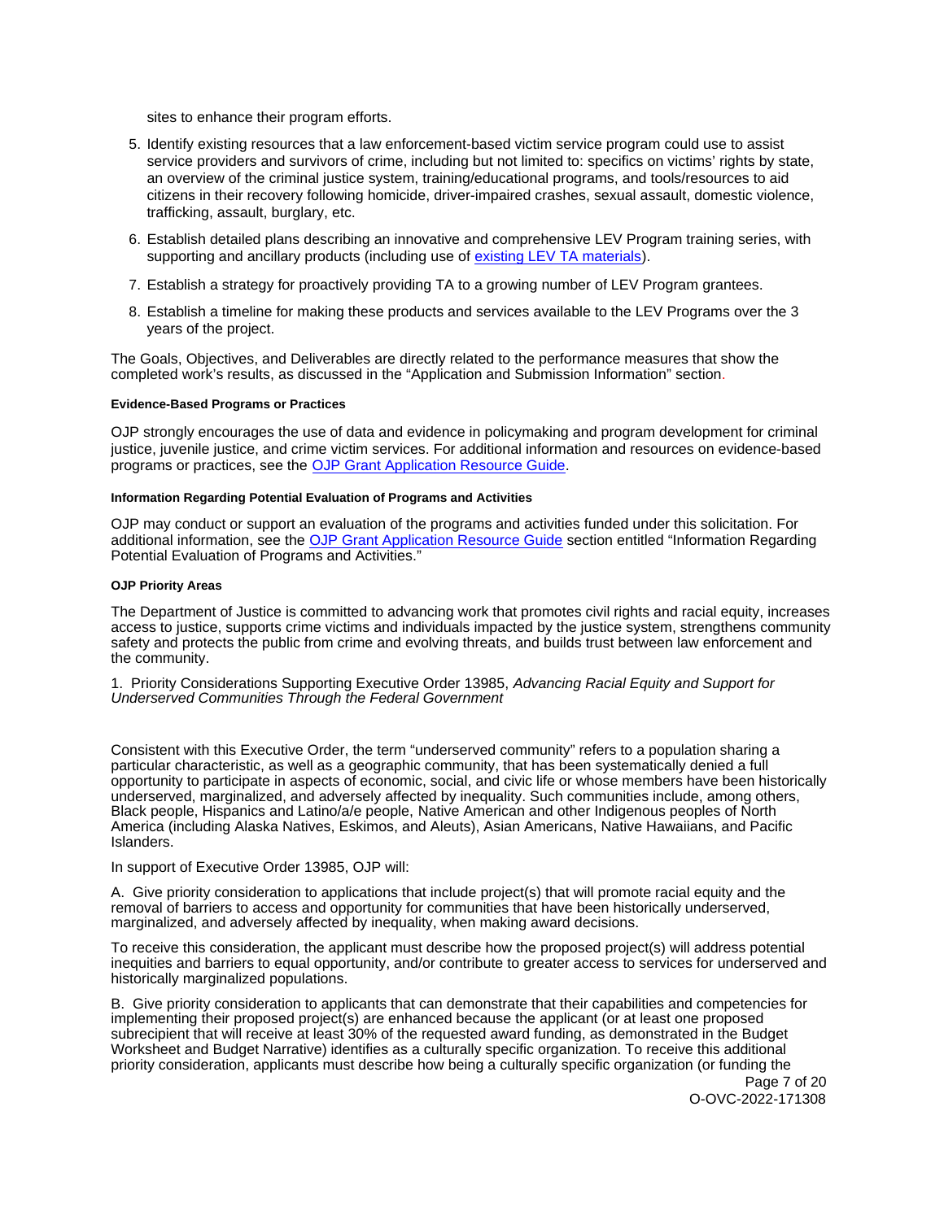sites to enhance their program efforts.

5. Identify existing resources that a law enforcement-based victim service program could use to assist service providers and survivors of crime, including but not limited to: specifics on victims' rights by state, an overview of the criminal justice system, training/educational programs, and tools/resources to aid citizens in their recovery following homicide, driver-impaired crashes, sexual assault, domestic violence, trafficking, assault, burglary, etc.
6. Establish detailed plans describing an innovative and comprehensive LEV Program training series, with supporting and ancillary products (including use of [existing LEV TA materials](existing LEV TA materials)).
7. Establish a strategy for proactively providing TA to a growing number of LEV Program grantees.
8. Establish a timeline for making these products and services available to the LEV Programs over the 3 years of the project.

The Goals, Objectives, and Deliverables are directly related to the performance measures that show the completed work's results, as discussed in the "Application and Submission Information" section.

#### Evidence-Based Programs or Practices

OJP strongly encourages the use of data and evidence in policymaking and program development for criminal justice, juvenile justice, and crime victim services. For additional information and resources on evidence-based programs or practices, see the OJP Grant Application Resource Guide.

#### Information Regarding Potential Evaluation of Programs and Activities

OJP may conduct or support an evaluation of the programs and activities funded under this solicitation. For additional information, see the OJP Grant Application Resource Guide section entitled "Information Regarding Potential Evaluation of Programs and Activities."

#### OJP Priority Areas

The Department of Justice is committed to advancing work that promotes civil rights and racial equity, increases access to justice, supports crime victims and individuals impacted by the justice system, strengthens community safety and protects the public from crime and evolving threats, and builds trust between law enforcement and the community.

1. Priority Considerations Supporting Executive Order 13985, *Advancing Racial Equity and Support for Underserved Communities Through the Federal Government*

Consistent with this Executive Order, the term "underserved community" refers to a population sharing a particular characteristic, as well as a geographic community, that has been systematically denied a full opportunity to participate in aspects of economic, social, and civic life or whose members have been historically underserved, marginalized, and adversely affected by inequality. Such communities include, among others, Black people, Hispanics and Latino/a/e people, Native American and other Indigenous peoples of North America (including Alaska Natives, Eskimos, and Aleuts), Asian Americans, Native Hawaiians, and Pacific Islanders.

In support of Executive Order 13985, OJP will:

A. Give priority consideration to applications that include project(s) that will promote racial equity and the removal of barriers to access and opportunity for communities that have been historically underserved, marginalized, and adversely affected by inequality, when making award decisions.

To receive this consideration, the applicant must describe how the proposed project(s) will address potential inequities and barriers to equal opportunity, and/or contribute to greater access to services for underserved and historically marginalized populations.

B. Give priority consideration to applicants that can demonstrate that their capabilities and competencies for implementing their proposed project(s) are enhanced because the applicant (or at least one proposed subrecipient that will receive at least 30% of the requested award funding, as demonstrated in the Budget Worksheet and Budget Narrative) identifies as a culturally specific organization. To receive this additional priority consideration, applicants must describe how being a culturally specific organization (or funding the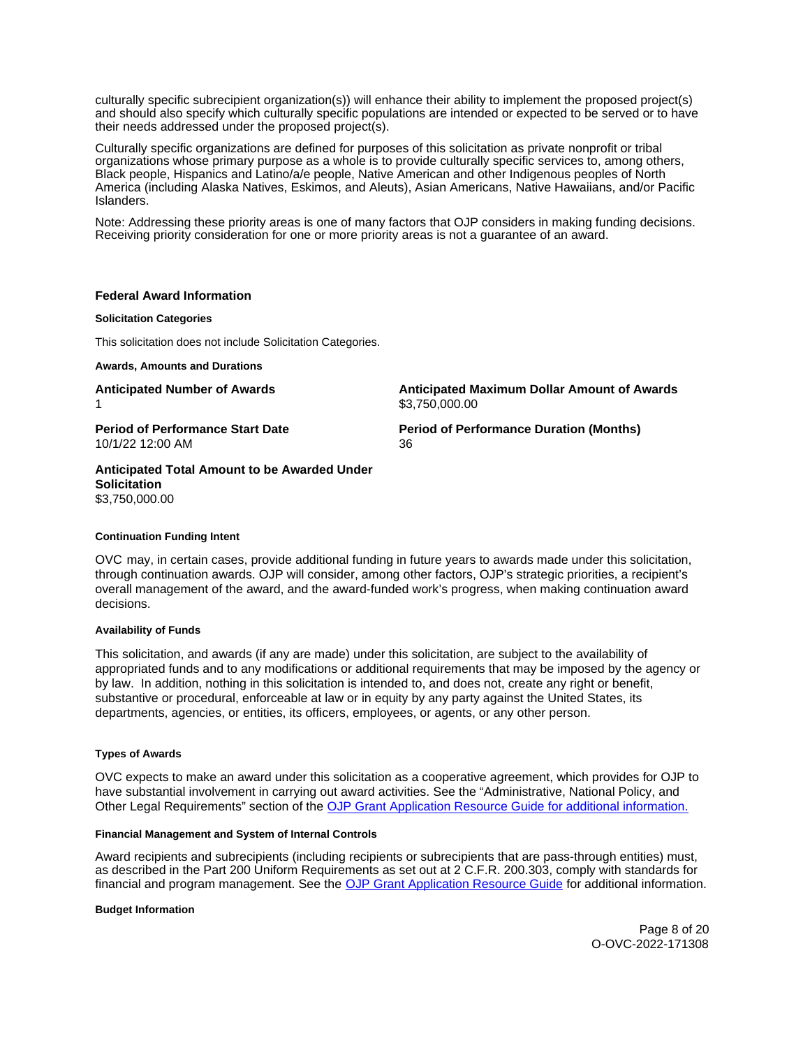culturally specific subrecipient organization(s)) will enhance their ability to implement the proposed project(s) and should also specify which culturally specific populations are intended or expected to be served or to have their needs addressed under the proposed project(s).

Culturally specific organizations are defined for purposes of this solicitation as private nonprofit or tribal organizations whose primary purpose as a whole is to provide culturally specific services to, among others, Black people, Hispanics and Latino/a/e people, Native American and other Indigenous peoples of North America (including Alaska Natives, Eskimos, and Aleuts), Asian Americans, Native Hawaiians, and/or Pacific Islanders.

Note: Addressing these priority areas is one of many factors that OJP considers in making funding decisions. Receiving priority consideration for one or more priority areas is not a guarantee of an award.

## Federal Award Information

#### Solicitation Categories

This solicitation does not include Solicitation Categories.

#### Awards, Amounts and Durations

**Anticipated Number of Awards**
1

**Anticipated Maximum Dollar Amount of Awards**
$3,750,000.00

**Period of Performance Start Date**
10/1/22 12:00 AM

**Period of Performance Duration (Months)**
36

**Anticipated Total Amount to be Awarded Under Solicitation**
$3,750,000.00

#### Continuation Funding Intent

OVC may, in certain cases, provide additional funding in future years to awards made under this solicitation, through continuation awards. OJP will consider, among other factors, OJP's strategic priorities, a recipient's overall management of the award, and the award-funded work's progress, when making continuation award decisions.

#### Availability of Funds

This solicitation, and awards (if any are made) under this solicitation, are subject to the availability of appropriated funds and to any modifications or additional requirements that may be imposed by the agency or by law. In addition, nothing in this solicitation is intended to, and does not, create any right or benefit, substantive or procedural, enforceable at law or in equity by any party against the United States, its departments, agencies, or entities, its officers, employees, or agents, or any other person.

#### Types of Awards

OVC expects to make an award under this solicitation as a cooperative agreement, which provides for OJP to have substantial involvement in carrying out award activities. See the "Administrative, National Policy, and Other Legal Requirements" section of the OJP Grant Application Resource Guide for additional information.

#### Financial Management and System of Internal Controls

Award recipients and subrecipients (including recipients or subrecipients that are pass-through entities) must, as described in the Part 200 Uniform Requirements as set out at 2 C.F.R. 200.303, comply with standards for financial and program management. See the OJP Grant Application Resource Guide for additional information.

#### Budget Information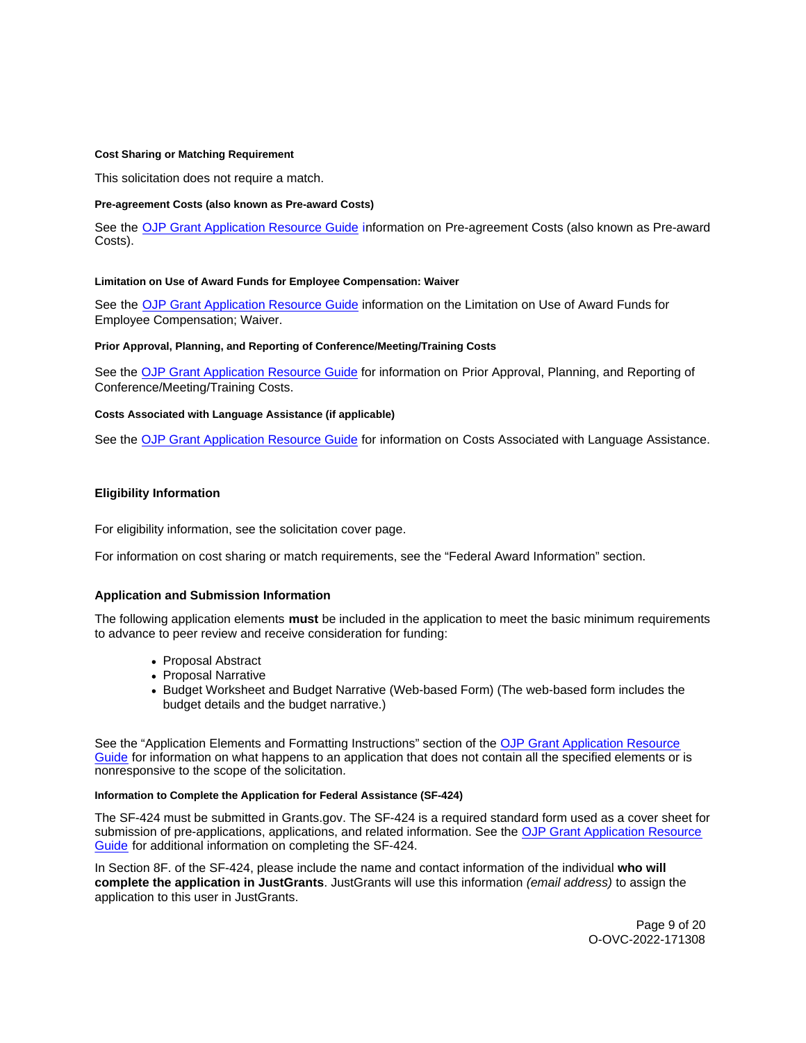#### Cost Sharing or Matching Requirement

This solicitation does not require a match.

#### Pre-agreement Costs (also known as Pre-award Costs)

See the OJP Grant Application Resource Guide information on Pre-agreement Costs (also known as Pre-award Costs).

#### Limitation on Use of Award Funds for Employee Compensation: Waiver

See the OJP Grant Application Resource Guide information on the Limitation on Use of Award Funds for Employee Compensation; Waiver.

#### Prior Approval, Planning, and Reporting of Conference/Meeting/Training Costs

See the OJP Grant Application Resource Guide for information on Prior Approval, Planning, and Reporting of Conference/Meeting/Training Costs.

#### Costs Associated with Language Assistance (if applicable)

See the OJP Grant Application Resource Guide for information on Costs Associated with Language Assistance.

### Eligibility Information

For eligibility information, see the solicitation cover page.

For information on cost sharing or match requirements, see the "Federal Award Information" section.

### Application and Submission Information

The following application elements **must** be included in the application to meet the basic minimum requirements to advance to peer review and receive consideration for funding:

- Proposal Abstract
- Proposal Narrative
- Budget Worksheet and Budget Narrative (Web-based Form) (The web-based form includes the budget details and the budget narrative.)

See the "Application Elements and Formatting Instructions" section of the OJP Grant Application Resource Guide for information on what happens to an application that does not contain all the specified elements or is nonresponsive to the scope of the solicitation.

#### Information to Complete the Application for Federal Assistance (SF-424)

The SF-424 must be submitted in Grants.gov. The SF-424 is a required standard form used as a cover sheet for submission of pre-applications, applications, and related information. See the OJP Grant Application Resource Guide for additional information on completing the SF-424.

In Section 8F. of the SF-424, please include the name and contact information of the individual **who will complete the application in JustGrants**. JustGrants will use this information *(email address)* to assign the application to this user in JustGrants.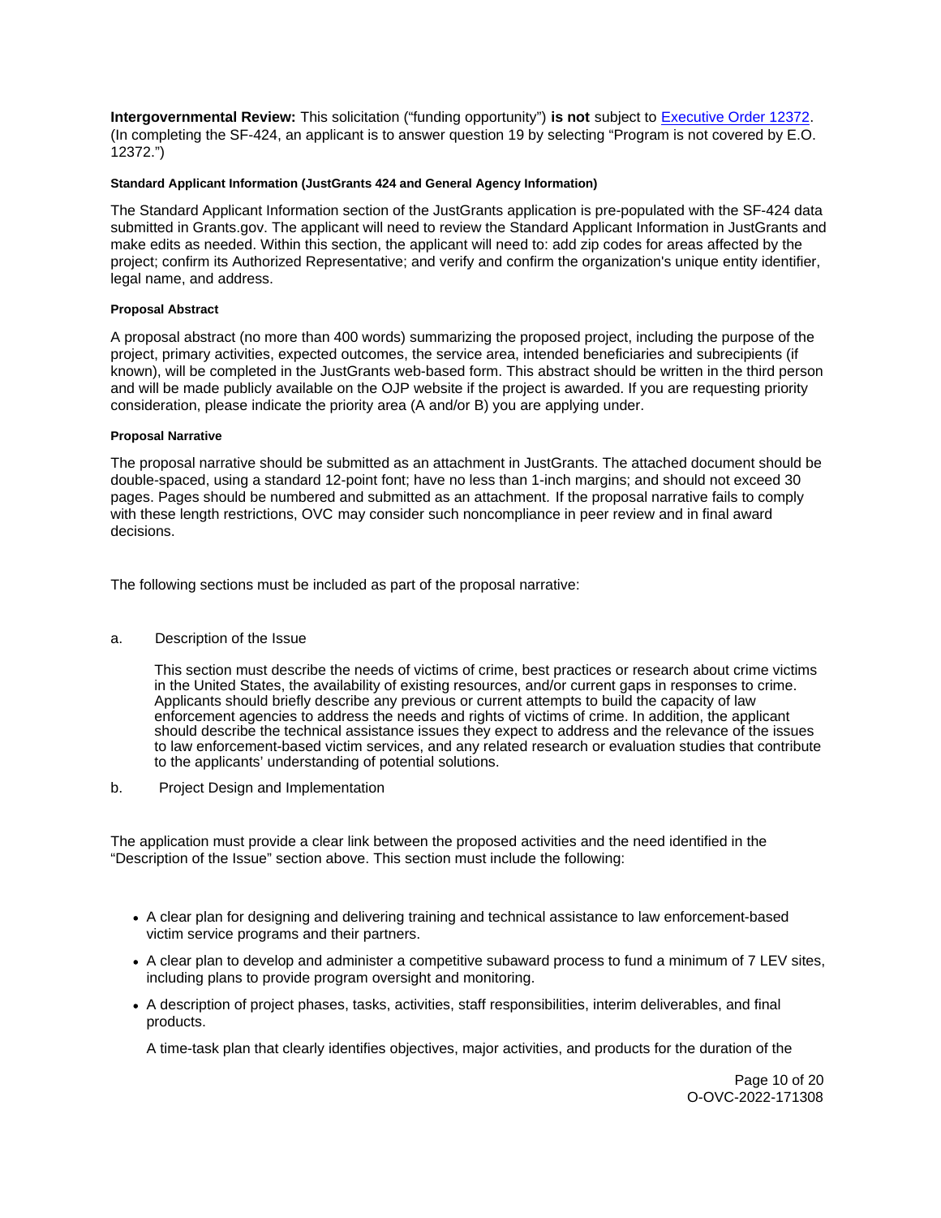**Intergovernmental Review:** This solicitation ("funding opportunity") **is not** subject to [Executive Order 12372](). (In completing the SF-424, an applicant is to answer question 19 by selecting "Program is not covered by E.O. 12372.")

#### Standard Applicant Information (JustGrants 424 and General Agency Information)

The Standard Applicant Information section of the JustGrants application is pre-populated with the SF-424 data submitted in Grants.gov. The applicant will need to review the Standard Applicant Information in JustGrants and make edits as needed. Within this section, the applicant will need to: add zip codes for areas affected by the project; confirm its Authorized Representative; and verify and confirm the organization's unique entity identifier, legal name, and address.

#### Proposal Abstract

A proposal abstract (no more than 400 words) summarizing the proposed project, including the purpose of the project, primary activities, expected outcomes, the service area, intended beneficiaries and subrecipients (if known), will be completed in the JustGrants web-based form. This abstract should be written in the third person and will be made publicly available on the OJP website if the project is awarded. If you are requesting priority consideration, please indicate the priority area (A and/or B) you are applying under.

#### Proposal Narrative

The proposal narrative should be submitted as an attachment in JustGrants. The attached document should be double-spaced, using a standard 12-point font; have no less than 1-inch margins; and should not exceed 30 pages. Pages should be numbered and submitted as an attachment. If the proposal narrative fails to comply with these length restrictions, OVC may consider such noncompliance in peer review and in final award decisions.

The following sections must be included as part of the proposal narrative:

a. Description of the Issue

This section must describe the needs of victims of crime, best practices or research about crime victims in the United States, the availability of existing resources, and/or current gaps in responses to crime. Applicants should briefly describe any previous or current attempts to build the capacity of law enforcement agencies to address the needs and rights of victims of crime. In addition, the applicant should describe the technical assistance issues they expect to address and the relevance of the issues to law enforcement-based victim services, and any related research or evaluation studies that contribute to the applicants' understanding of potential solutions.

b. Project Design and Implementation

The application must provide a clear link between the proposed activities and the need identified in the "Description of the Issue" section above. This section must include the following:

- A clear plan for designing and delivering training and technical assistance to law enforcement-based victim service programs and their partners.
- A clear plan to develop and administer a competitive subaward process to fund a minimum of 7 LEV sites, including plans to provide program oversight and monitoring.
- A description of project phases, tasks, activities, staff responsibilities, interim deliverables, and final products.

  A time-task plan that clearly identifies objectives, major activities, and products for the duration of the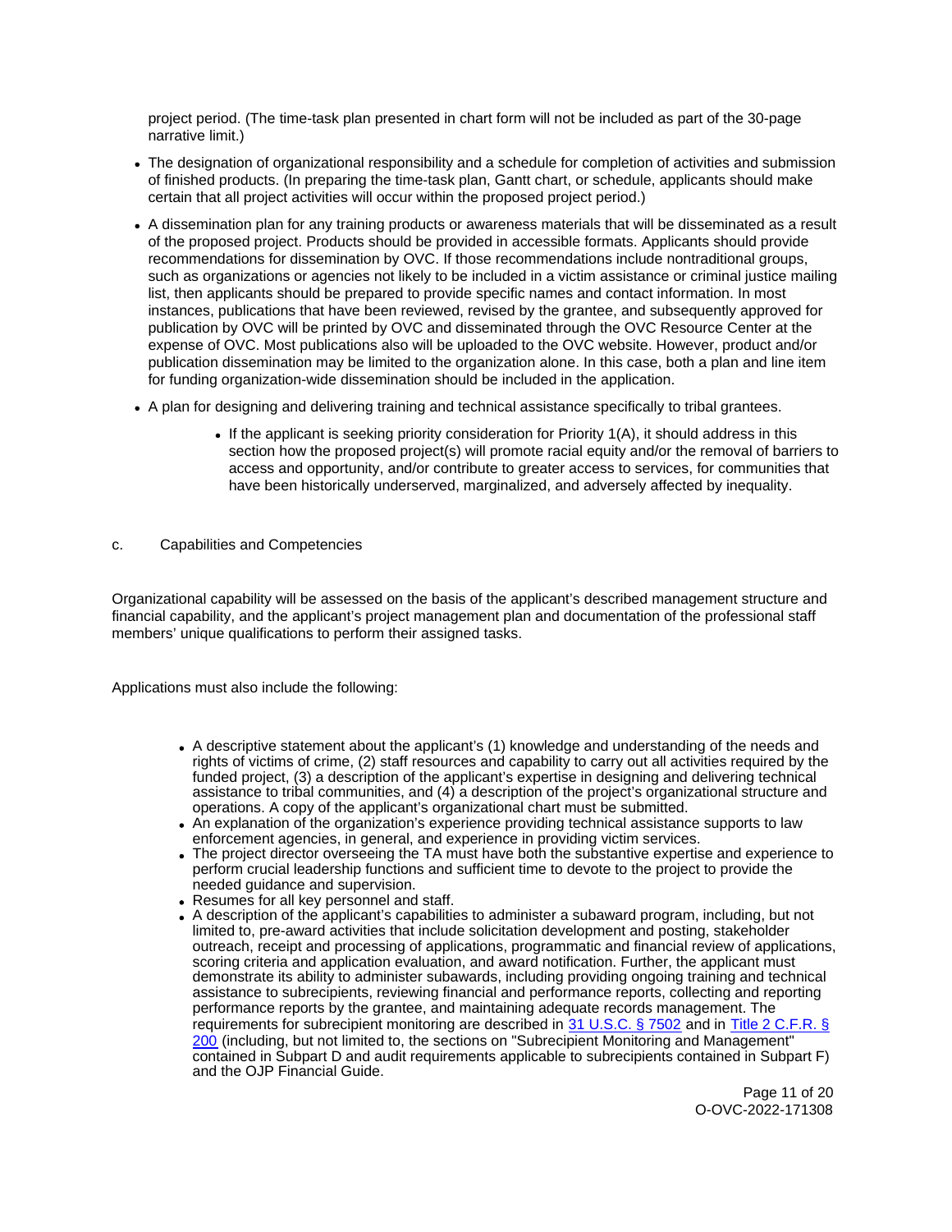project period. (The time-task plan presented in chart form will not be included as part of the 30-page narrative limit.)

- The designation of organizational responsibility and a schedule for completion of activities and submission of finished products. (In preparing the time-task plan, Gantt chart, or schedule, applicants should make certain that all project activities will occur within the proposed project period.)
- A dissemination plan for any training products or awareness materials that will be disseminated as a result of the proposed project. Products should be provided in accessible formats. Applicants should provide recommendations for dissemination by OVC. If those recommendations include nontraditional groups, such as organizations or agencies not likely to be included in a victim assistance or criminal justice mailing list, then applicants should be prepared to provide specific names and contact information. In most instances, publications that have been reviewed, revised by the grantee, and subsequently approved for publication by OVC will be printed by OVC and disseminated through the OVC Resource Center at the expense of OVC. Most publications also will be uploaded to the OVC website. However, product and/or publication dissemination may be limited to the organization alone. In this case, both a plan and line item for funding organization-wide dissemination should be included in the application.
- A plan for designing and delivering training and technical assistance specifically to tribal grantees.
    - If the applicant is seeking priority consideration for Priority 1(A), it should address in this section how the proposed project(s) will promote racial equity and/or the removal of barriers to access and opportunity, and/or contribute to greater access to services, for communities that have been historically underserved, marginalized, and adversely affected by inequality.

c. Capabilities and Competencies

Organizational capability will be assessed on the basis of the applicant's described management structure and financial capability, and the applicant's project management plan and documentation of the professional staff members' unique qualifications to perform their assigned tasks.

Applications must also include the following:

- A descriptive statement about the applicant's (1) knowledge and understanding of the needs and rights of victims of crime, (2) staff resources and capability to carry out all activities required by the funded project, (3) a description of the applicant's expertise in designing and delivering technical assistance to tribal communities, and (4) a description of the project's organizational structure and operations. A copy of the applicant's organizational chart must be submitted.
- An explanation of the organization's experience providing technical assistance supports to law enforcement agencies, in general, and experience in providing victim services.
- The project director overseeing the TA must have both the substantive expertise and experience to perform crucial leadership functions and sufficient time to devote to the project to provide the needed guidance and supervision.
- Resumes for all key personnel and staff.
- A description of the applicant's capabilities to administer a subaward program, including, but not limited to, pre-award activities that include solicitation development and posting, stakeholder outreach, receipt and processing of applications, programmatic and financial review of applications, scoring criteria and application evaluation, and award notification. Further, the applicant must demonstrate its ability to administer subawards, including providing ongoing training and technical assistance to subrecipients, reviewing financial and performance reports, collecting and reporting performance reports by the grantee, and maintaining adequate records management. The requirements for subrecipient monitoring are described in [31 U.S.C. § 7502] and in [Title 2 C.F.R. § 200] (including, but not limited to, the sections on "Subrecipient Monitoring and Management" contained in Subpart D and audit requirements applicable to subrecipients contained in Subpart F) and the OJP Financial Guide.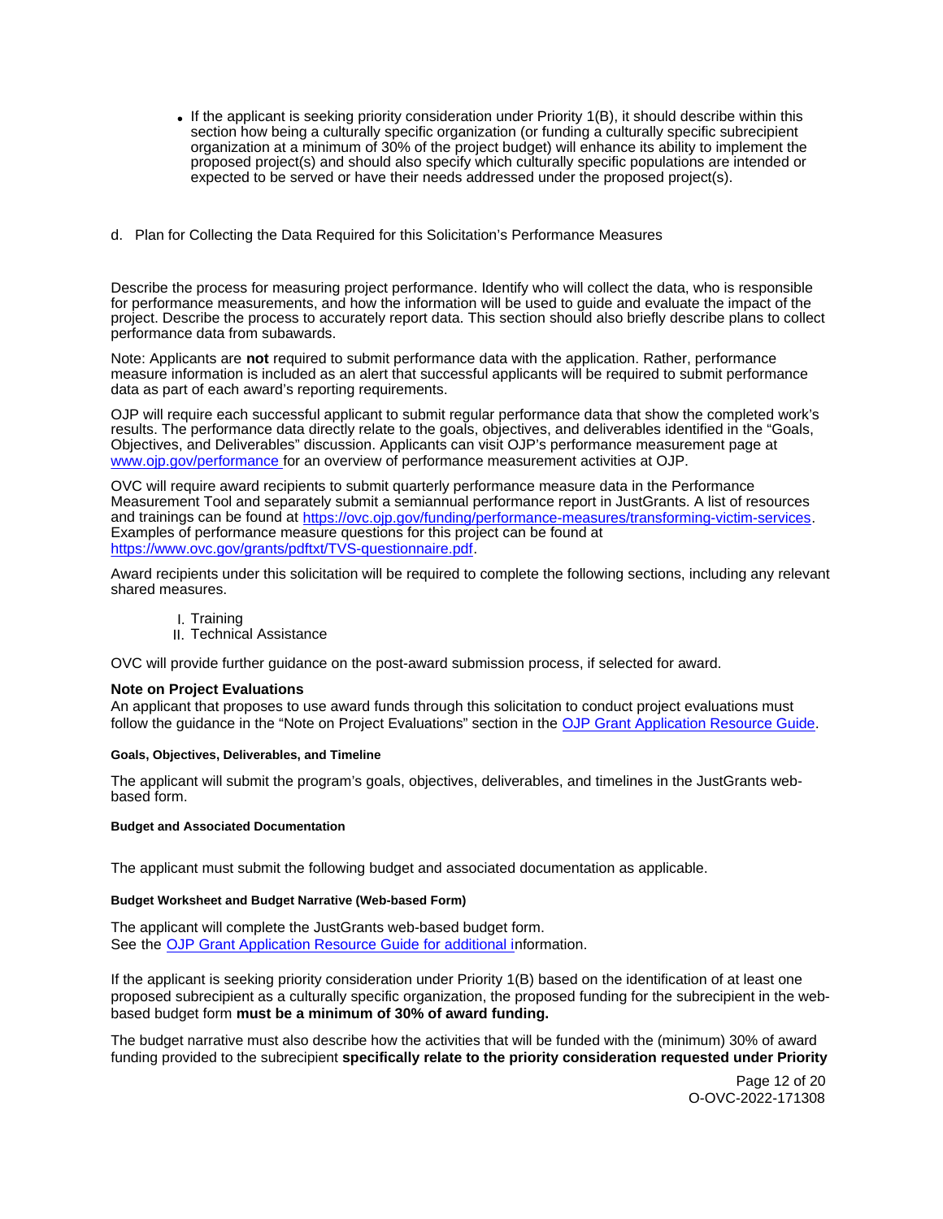- If the applicant is seeking priority consideration under Priority 1(B), it should describe within this section how being a culturally specific organization (or funding a culturally specific subrecipient organization at a minimum of 30% of the project budget) will enhance its ability to implement the proposed project(s) and should also specify which culturally specific populations are intended or expected to be served or have their needs addressed under the proposed project(s).

d. Plan for Collecting the Data Required for this Solicitation's Performance Measures

Describe the process for measuring project performance. Identify who will collect the data, who is responsible for performance measurements, and how the information will be used to guide and evaluate the impact of the project. Describe the process to accurately report data. This section should also briefly describe plans to collect performance data from subawards.

Note: Applicants are **not** required to submit performance data with the application. Rather, performance measure information is included as an alert that successful applicants will be required to submit performance data as part of each award's reporting requirements.

OJP will require each successful applicant to submit regular performance data that show the completed work's results. The performance data directly relate to the goals, objectives, and deliverables identified in the "Goals, Objectives, and Deliverables" discussion. Applicants can visit OJP's performance measurement page at [www.ojp.gov/performance](www.ojp.gov/performance) for an overview of performance measurement activities at OJP.

OVC will require award recipients to submit quarterly performance measure data in the Performance Measurement Tool and separately submit a semiannual performance report in JustGrants. A list of resources and trainings can be found at [https://ovc.ojp.gov/funding/performance-measures/transforming-victim-services](https://ovc.ojp.gov/funding/performance-measures/transforming-victim-services). Examples of performance measure questions for this project can be found at [https://www.ovc.gov/grants/pdftxt/TVS-questionnaire.pdf](https://www.ovc.gov/grants/pdftxt/TVS-questionnaire.pdf).

Award recipients under this solicitation will be required to complete the following sections, including any relevant shared measures.

I. Training
II. Technical Assistance

OVC will provide further guidance on the post-award submission process, if selected for award.

**Note on Project Evaluations**
An applicant that proposes to use award funds through this solicitation to conduct project evaluations must follow the guidance in the "Note on Project Evaluations" section in the OJP Grant Application Resource Guide.

#### Goals, Objectives, Deliverables, and Timeline

The applicant will submit the program's goals, objectives, deliverables, and timelines in the JustGrants web-based form.

#### Budget and Associated Documentation

The applicant must submit the following budget and associated documentation as applicable.

#### Budget Worksheet and Budget Narrative (Web-based Form)

The applicant will complete the JustGrants web-based budget form.
See the OJP Grant Application Resource Guide for additional information.

If the applicant is seeking priority consideration under Priority 1(B) based on the identification of at least one proposed subrecipient as a culturally specific organization, the proposed funding for the subrecipient in the web-based budget form **must be a minimum of 30% of award funding.**

The budget narrative must also describe how the activities that will be funded with the (minimum) 30% of award funding provided to the subrecipient **specifically relate to the priority consideration requested under Priority**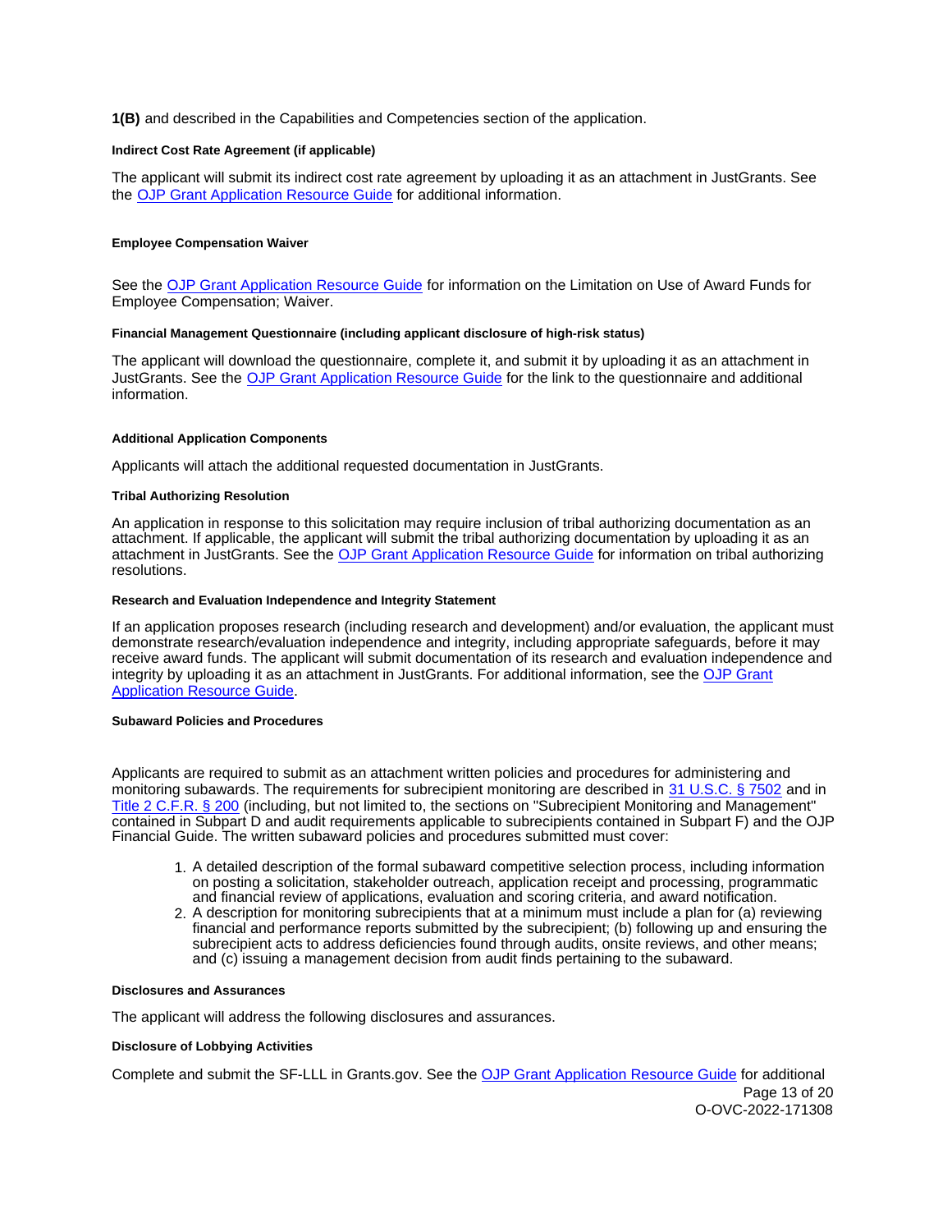**1(B)** and described in the Capabilities and Competencies section of the application.

#### Indirect Cost Rate Agreement (if applicable)

The applicant will submit its indirect cost rate agreement by uploading it as an attachment in JustGrants. See the OJP Grant Application Resource Guide for additional information.

#### Employee Compensation Waiver

See the OJP Grant Application Resource Guide for information on the Limitation on Use of Award Funds for Employee Compensation; Waiver.

#### Financial Management Questionnaire (including applicant disclosure of high-risk status)

The applicant will download the questionnaire, complete it, and submit it by uploading it as an attachment in JustGrants. See the OJP Grant Application Resource Guide for the link to the questionnaire and additional information.

#### Additional Application Components

Applicants will attach the additional requested documentation in JustGrants.

#### Tribal Authorizing Resolution

An application in response to this solicitation may require inclusion of tribal authorizing documentation as an attachment. If applicable, the applicant will submit the tribal authorizing documentation by uploading it as an attachment in JustGrants. See the OJP Grant Application Resource Guide for information on tribal authorizing resolutions.

#### Research and Evaluation Independence and Integrity Statement

If an application proposes research (including research and development) and/or evaluation, the applicant must demonstrate research/evaluation independence and integrity, including appropriate safeguards, before it may receive award funds. The applicant will submit documentation of its research and evaluation independence and integrity by uploading it as an attachment in JustGrants. For additional information, see the OJP Grant Application Resource Guide.

#### Subaward Policies and Procedures

Applicants are required to submit as an attachment written policies and procedures for administering and monitoring subawards. The requirements for subrecipient monitoring are described in 31 U.S.C. § 7502 and in Title 2 C.F.R. § 200 (including, but not limited to, the sections on "Subrecipient Monitoring and Management" contained in Subpart D and audit requirements applicable to subrecipients contained in Subpart F) and the OJP Financial Guide. The written subaward policies and procedures submitted must cover:

1. A detailed description of the formal subaward competitive selection process, including information on posting a solicitation, stakeholder outreach, application receipt and processing, programmatic and financial review of applications, evaluation and scoring criteria, and award notification.
2. A description for monitoring subrecipients that at a minimum must include a plan for (a) reviewing financial and performance reports submitted by the subrecipient; (b) following up and ensuring the subrecipient acts to address deficiencies found through audits, onsite reviews, and other means; and (c) issuing a management decision from audit finds pertaining to the subaward.

#### Disclosures and Assurances

The applicant will address the following disclosures and assurances.

#### Disclosure of Lobbying Activities

Complete and submit the SF-LLL in Grants.gov. See the OJP Grant Application Resource Guide for additional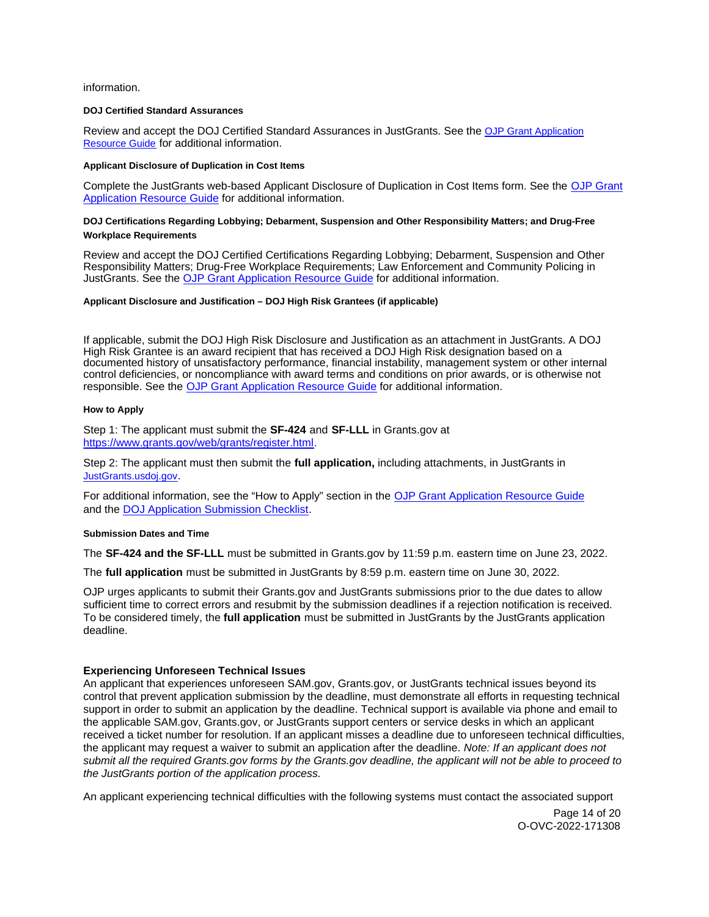information.

#### DOJ Certified Standard Assurances

Review and accept the DOJ Certified Standard Assurances in JustGrants. See the [OJP Grant Application Resource Guide](#) for additional information.

#### Applicant Disclosure of Duplication in Cost Items

Complete the JustGrants web-based Applicant Disclosure of Duplication in Cost Items form. See the [OJP Grant Application Resource Guide](#) for additional information.

#### DOJ Certifications Regarding Lobbying; Debarment, Suspension and Other Responsibility Matters; and Drug-Free Workplace Requirements

Review and accept the DOJ Certified Certifications Regarding Lobbying; Debarment, Suspension and Other Responsibility Matters; Drug-Free Workplace Requirements; Law Enforcement and Community Policing in JustGrants. See the [OJP Grant Application Resource Guide](#) for additional information.

#### Applicant Disclosure and Justification – DOJ High Risk Grantees (if applicable)

If applicable, submit the DOJ High Risk Disclosure and Justification as an attachment in JustGrants. A DOJ High Risk Grantee is an award recipient that has received a DOJ High Risk designation based on a documented history of unsatisfactory performance, financial instability, management system or other internal control deficiencies, or noncompliance with award terms and conditions on prior awards, or is otherwise not responsible. See the [OJP Grant Application Resource Guide](#) for additional information.

#### How to Apply

Step 1: The applicant must submit the **SF-424** and **SF-LLL** in Grants.gov at https://www.grants.gov/web/grants/register.html.

Step 2: The applicant must then submit the **full application,** including attachments, in JustGrants in JustGrants.usdoj.gov.

For additional information, see the "How to Apply" section in the [OJP Grant Application Resource Guide](#) and the [DOJ Application Submission Checklist](#).

#### Submission Dates and Time

The **SF-424 and the SF-LLL** must be submitted in Grants.gov by 11:59 p.m. eastern time on June 23, 2022.

The **full application** must be submitted in JustGrants by 8:59 p.m. eastern time on June 30, 2022.

OJP urges applicants to submit their Grants.gov and JustGrants submissions prior to the due dates to allow sufficient time to correct errors and resubmit by the submission deadlines if a rejection notification is received. To be considered timely, the **full application** must be submitted in JustGrants by the JustGrants application deadline.

### Experiencing Unforeseen Technical Issues

An applicant that experiences unforeseen SAM.gov, Grants.gov, or JustGrants technical issues beyond its control that prevent application submission by the deadline, must demonstrate all efforts in requesting technical support in order to submit an application by the deadline. Technical support is available via phone and email to the applicable SAM.gov, Grants.gov, or JustGrants support centers or service desks in which an applicant received a ticket number for resolution. If an applicant misses a deadline due to unforeseen technical difficulties, the applicant may request a waiver to submit an application after the deadline. *Note: If an applicant does not submit all the required Grants.gov forms by the Grants.gov deadline, the applicant will not be able to proceed to the JustGrants portion of the application process.*

An applicant experiencing technical difficulties with the following systems must contact the associated support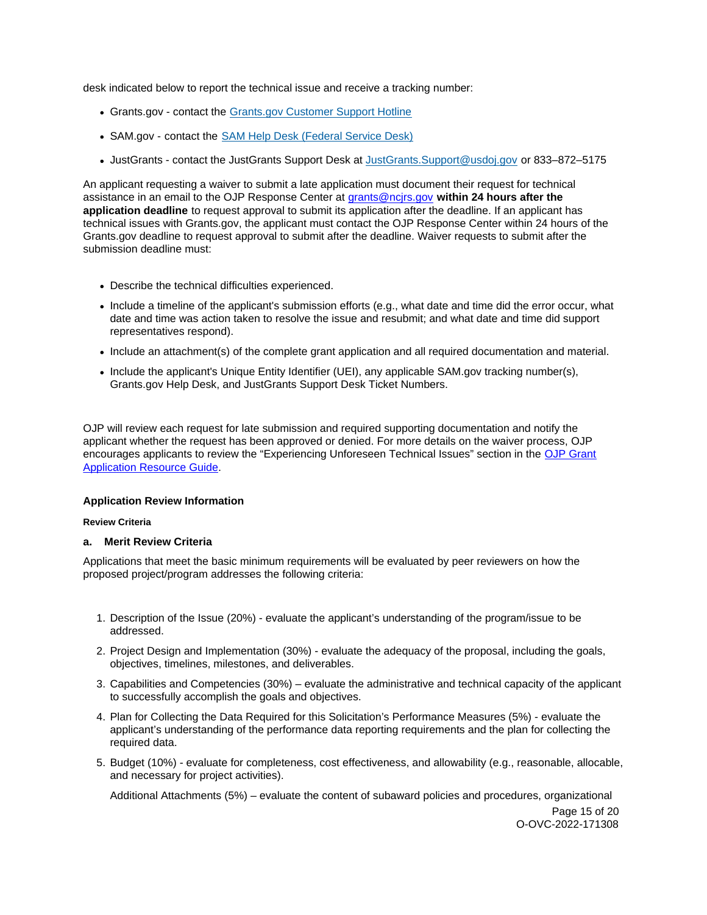desk indicated below to report the technical issue and receive a tracking number:

- Grants.gov - contact the [Grants.gov Customer Support Hotline]
- SAM.gov - contact the [SAM Help Desk (Federal Service Desk)]
- JustGrants - contact the JustGrants Support Desk at JustGrants.Support@usdoj.gov or 833–872–5175

An applicant requesting a waiver to submit a late application must document their request for technical assistance in an email to the OJP Response Center at grants@ncjrs.gov **within 24 hours after the application deadline** to request approval to submit its application after the deadline. If an applicant has technical issues with Grants.gov, the applicant must contact the OJP Response Center within 24 hours of the Grants.gov deadline to request approval to submit after the deadline. Waiver requests to submit after the submission deadline must:

- Describe the technical difficulties experienced.
- Include a timeline of the applicant's submission efforts (e.g., what date and time did the error occur, what date and time was action taken to resolve the issue and resubmit; and what date and time did support representatives respond).
- Include an attachment(s) of the complete grant application and all required documentation and material.
- Include the applicant's Unique Entity Identifier (UEI), any applicable SAM.gov tracking number(s), Grants.gov Help Desk, and JustGrants Support Desk Ticket Numbers.

OJP will review each request for late submission and required supporting documentation and notify the applicant whether the request has been approved or denied. For more details on the waiver process, OJP encourages applicants to review the "Experiencing Unforeseen Technical Issues" section in the [OJP Grant Application Resource Guide].

### Application Review Information

#### Review Criteria

**a. Merit Review Criteria**

Applications that meet the basic minimum requirements will be evaluated by peer reviewers on how the proposed project/program addresses the following criteria:

1. Description of the Issue (20%) - evaluate the applicant's understanding of the program/issue to be addressed.
2. Project Design and Implementation (30%) - evaluate the adequacy of the proposal, including the goals, objectives, timelines, milestones, and deliverables.
3. Capabilities and Competencies (30%) – evaluate the administrative and technical capacity of the applicant to successfully accomplish the goals and objectives.
4. Plan for Collecting the Data Required for this Solicitation's Performance Measures (5%) - evaluate the applicant's understanding of the performance data reporting requirements and the plan for collecting the required data.
5. Budget (10%) - evaluate for completeness, cost effectiveness, and allowability (e.g., reasonable, allocable, and necessary for project activities).

   Additional Attachments (5%) – evaluate the content of subaward policies and procedures, organizational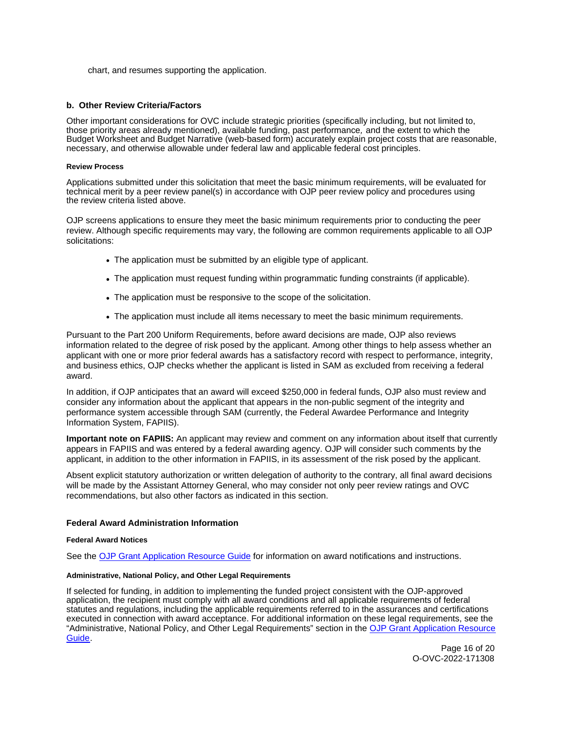chart, and resumes supporting the application.

### b. Other Review Criteria/Factors

Other important considerations for OVC include strategic priorities (specifically including, but not limited to, those priority areas already mentioned), available funding, past performance, and the extent to which the Budget Worksheet and Budget Narrative (web-based form) accurately explain project costs that are reasonable, necessary, and otherwise allowable under federal law and applicable federal cost principles.

#### Review Process

Applications submitted under this solicitation that meet the basic minimum requirements, will be evaluated for technical merit by a peer review panel(s) in accordance with OJP peer review policy and procedures using the review criteria listed above.

OJP screens applications to ensure they meet the basic minimum requirements prior to conducting the peer review. Although specific requirements may vary, the following are common requirements applicable to all OJP solicitations:

- The application must be submitted by an eligible type of applicant.
- The application must request funding within programmatic funding constraints (if applicable).
- The application must be responsive to the scope of the solicitation.
- The application must include all items necessary to meet the basic minimum requirements.

Pursuant to the Part 200 Uniform Requirements, before award decisions are made, OJP also reviews information related to the degree of risk posed by the applicant. Among other things to help assess whether an applicant with one or more prior federal awards has a satisfactory record with respect to performance, integrity, and business ethics, OJP checks whether the applicant is listed in SAM as excluded from receiving a federal award.

In addition, if OJP anticipates that an award will exceed $250,000 in federal funds, OJP also must review and consider any information about the applicant that appears in the non-public segment of the integrity and performance system accessible through SAM (currently, the Federal Awardee Performance and Integrity Information System, FAPIIS).

**Important note on FAPIIS:** An applicant may review and comment on any information about itself that currently appears in FAPIIS and was entered by a federal awarding agency. OJP will consider such comments by the applicant, in addition to the other information in FAPIIS, in its assessment of the risk posed by the applicant.

Absent explicit statutory authorization or written delegation of authority to the contrary, all final award decisions will be made by the Assistant Attorney General, who may consider not only peer review ratings and OVC recommendations, but also other factors as indicated in this section.

### Federal Award Administration Information

#### Federal Award Notices

See the OJP Grant Application Resource Guide for information on award notifications and instructions.

#### Administrative, National Policy, and Other Legal Requirements

If selected for funding, in addition to implementing the funded project consistent with the OJP-approved application, the recipient must comply with all award conditions and all applicable requirements of federal statutes and regulations, including the applicable requirements referred to in the assurances and certifications executed in connection with award acceptance. For additional information on these legal requirements, see the "Administrative, National Policy, and Other Legal Requirements" section in the OJP Grant Application Resource Guide.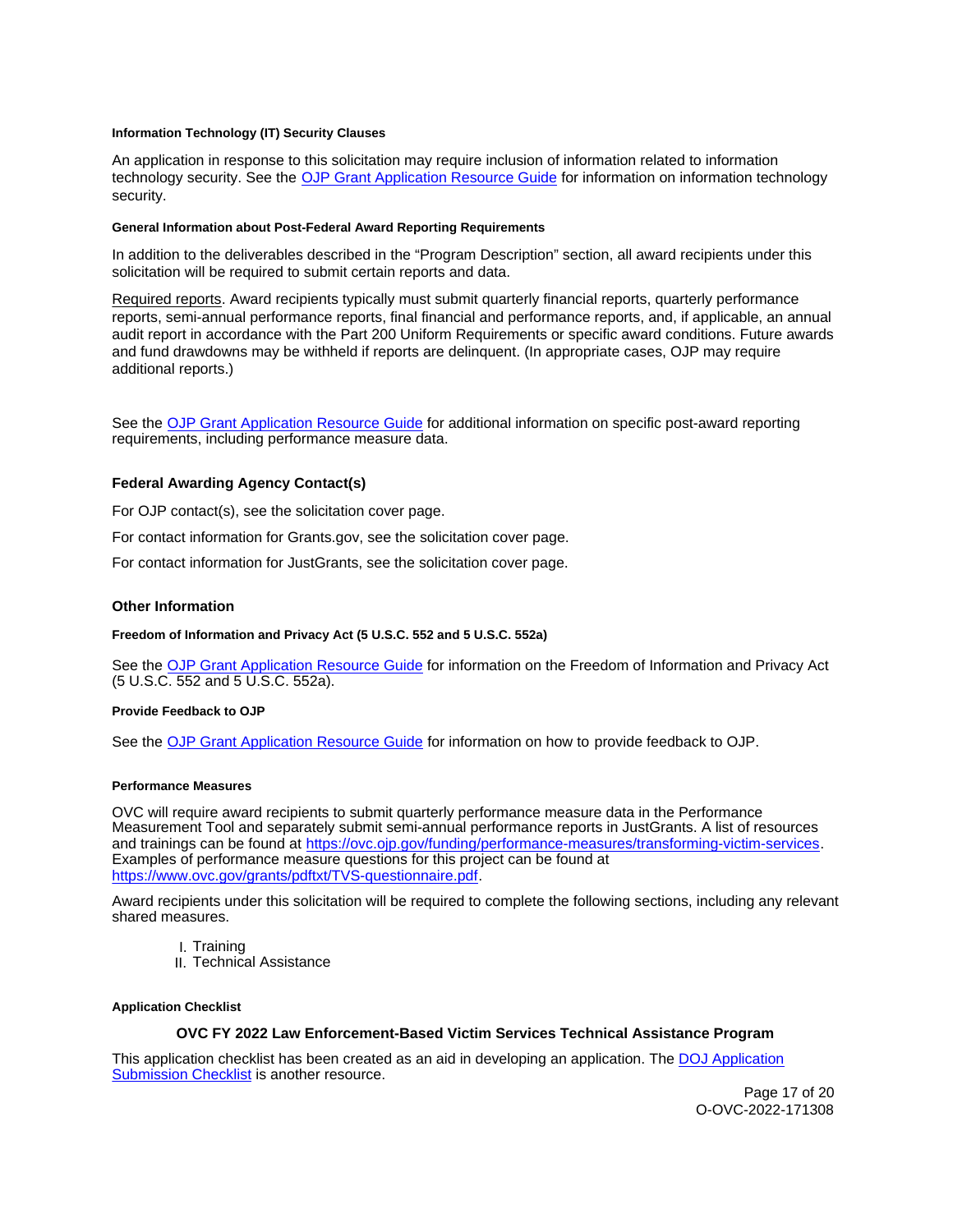#### Information Technology (IT) Security Clauses

An application in response to this solicitation may require inclusion of information related to information technology security. See the [OJP Grant Application Resource Guide](https://www.ojp.gov/funding/apply/ojp-grant-application-resource-guide) for information on information technology security.

#### General Information about Post-Federal Award Reporting Requirements

In addition to the deliverables described in the "Program Description" section, all award recipients under this solicitation will be required to submit certain reports and data.

Required reports. Award recipients typically must submit quarterly financial reports, quarterly performance reports, semi-annual performance reports, final financial and performance reports, and, if applicable, an annual audit report in accordance with the Part 200 Uniform Requirements or specific award conditions. Future awards and fund drawdowns may be withheld if reports are delinquent. (In appropriate cases, OJP may require additional reports.)

See the [OJP Grant Application Resource Guide](https://www.ojp.gov/funding/apply/ojp-grant-application-resource-guide) for additional information on specific post-award reporting requirements, including performance measure data.

### Federal Awarding Agency Contact(s)

For OJP contact(s), see the solicitation cover page.

For contact information for Grants.gov, see the solicitation cover page.

For contact information for JustGrants, see the solicitation cover page.

### Other Information

#### Freedom of Information and Privacy Act (5 U.S.C. 552 and 5 U.S.C. 552a)

See the [OJP Grant Application Resource Guide](https://www.ojp.gov/funding/apply/ojp-grant-application-resource-guide) for information on the Freedom of Information and Privacy Act (5 U.S.C. 552 and 5 U.S.C. 552a).

#### Provide Feedback to OJP

See the [OJP Grant Application Resource Guide](https://www.ojp.gov/funding/apply/ojp-grant-application-resource-guide) for information on how to provide feedback to OJP.

#### Performance Measures

OVC will require award recipients to submit quarterly performance measure data in the Performance Measurement Tool and separately submit semi-annual performance reports in JustGrants. A list of resources and trainings can be found at [https://ovc.ojp.gov/funding/performance-measures/transforming-victim-services](https://ovc.ojp.gov/funding/performance-measures/transforming-victim-services). Examples of performance measure questions for this project can be found at [https://www.ovc.gov/grants/pdftxt/TVS-questionnaire.pdf](https://www.ovc.gov/grants/pdftxt/TVS-questionnaire.pdf).

Award recipients under this solicitation will be required to complete the following sections, including any relevant shared measures.

I. Training
II. Technical Assistance

#### Application Checklist

**OVC FY 2022 Law Enforcement-Based Victim Services Technical Assistance Program**

This application checklist has been created as an aid in developing an application. The [DOJ Application Submission Checklist](https://justicegrants.usdoj.gov/sites/g/files/xyckuh296/files/media/document/appln-submission-checklist.pdf) is another resource.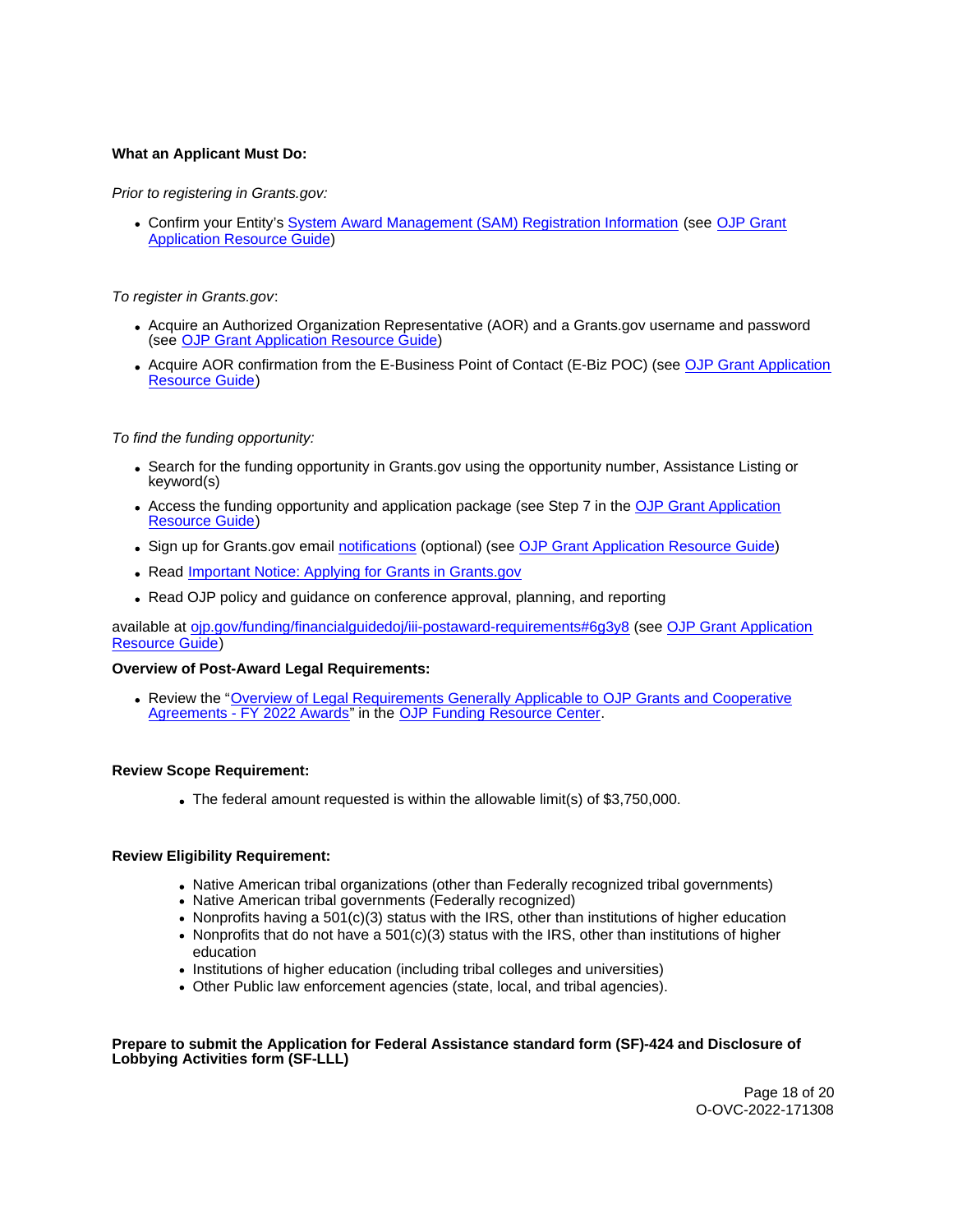**What an Applicant Must Do:**

*Prior to registering in Grants.gov:*

- Confirm your Entity's System Award Management (SAM) Registration Information (see OJP Grant Application Resource Guide)

*To register in Grants.gov*:

- Acquire an Authorized Organization Representative (AOR) and a Grants.gov username and password (see OJP Grant Application Resource Guide)
- Acquire AOR confirmation from the E-Business Point of Contact (E-Biz POC) (see OJP Grant Application Resource Guide)

*To find the funding opportunity:*

- Search for the funding opportunity in Grants.gov using the opportunity number, Assistance Listing or keyword(s)
- Access the funding opportunity and application package (see Step 7 in the OJP Grant Application Resource Guide)
- Sign up for Grants.gov email notifications (optional) (see OJP Grant Application Resource Guide)
- Read Important Notice: Applying for Grants in Grants.gov
- Read OJP policy and guidance on conference approval, planning, and reporting

available at ojp.gov/funding/financialguidedoj/iii-postaward-requirements#6g3y8 (see OJP Grant Application Resource Guide)

**Overview of Post-Award Legal Requirements:**

- Review the "Overview of Legal Requirements Generally Applicable to OJP Grants and Cooperative Agreements - FY 2022 Awards" in the OJP Funding Resource Center.

**Review Scope Requirement:**

- The federal amount requested is within the allowable limit(s) of $3,750,000.

**Review Eligibility Requirement:**

- Native American tribal organizations (other than Federally recognized tribal governments)
- Native American tribal governments (Federally recognized)
- Nonprofits having a 501(c)(3) status with the IRS, other than institutions of higher education
- Nonprofits that do not have a 501(c)(3) status with the IRS, other than institutions of higher education
- Institutions of higher education (including tribal colleges and universities)
- Other Public law enforcement agencies (state, local, and tribal agencies).

**Prepare to submit the Application for Federal Assistance standard form (SF)-424 and Disclosure of Lobbying Activities form (SF-LLL)**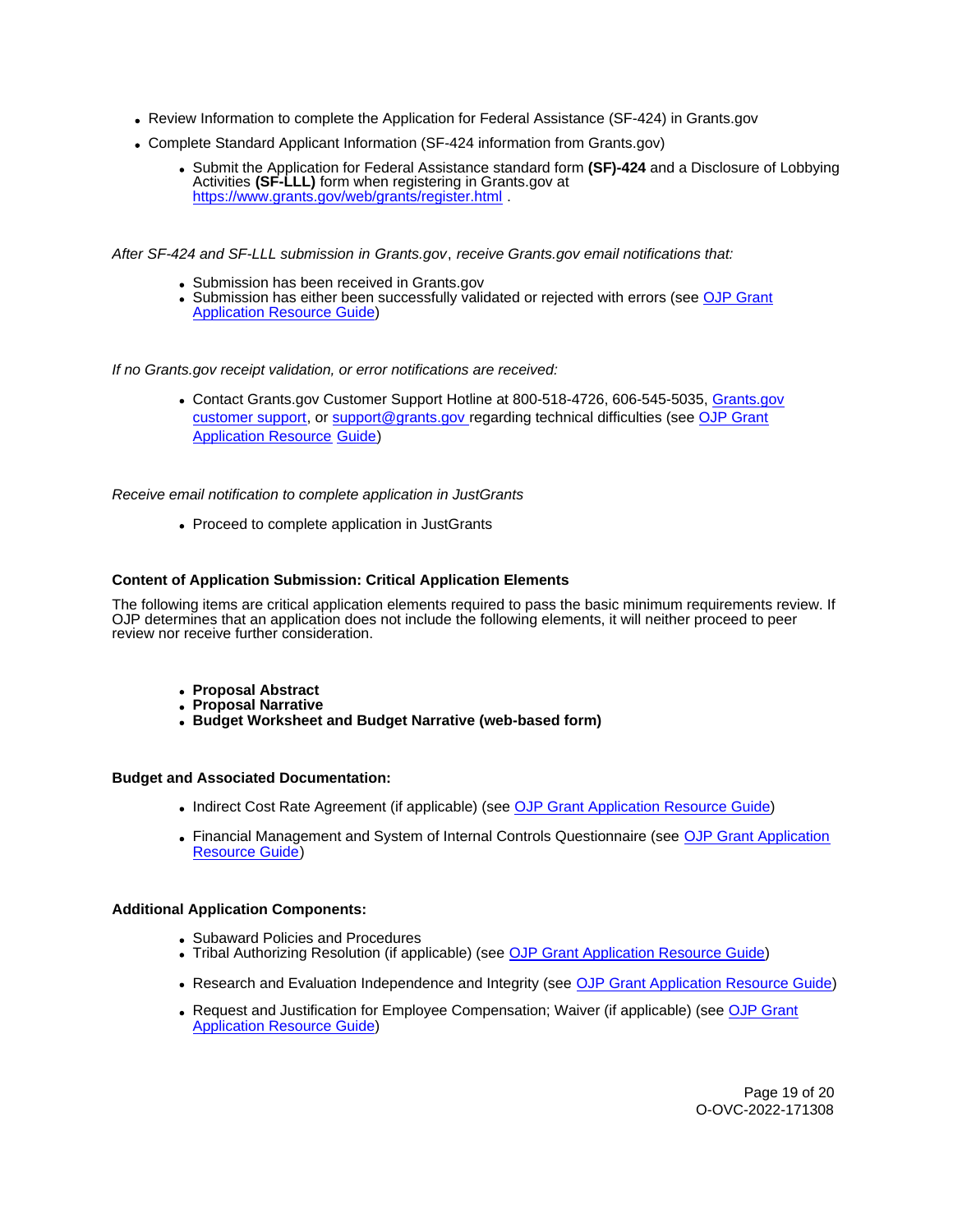- Review Information to complete the Application for Federal Assistance (SF-424) in Grants.gov
- Complete Standard Applicant Information (SF-424 information from Grants.gov)
  - Submit the Application for Federal Assistance standard form **(SF)-424** and a Disclosure of Lobbying Activities **(SF-LLL)** form when registering in Grants.gov at [https://www.grants.gov/web/grants/register.html](https://www.grants.gov/web/grants/register.html) .

*After SF-424 and SF-LLL submission in Grants.gov, receive Grants.gov email notifications that:*

- Submission has been received in Grants.gov
- Submission has either been successfully validated or rejected with errors (see [OJP Grant Application Resource Guide](#))

*If no Grants.gov receipt validation, or error notifications are received:*

- Contact Grants.gov Customer Support Hotline at 800-518-4726, 606-545-5035, [Grants.gov customer support](#), or [support@grants.gov](mailto:support@grants.gov) regarding technical difficulties (see [OJP Grant Application Resource Guide](#))

*Receive email notification to complete application in JustGrants*

- Proceed to complete application in JustGrants

#### Content of Application Submission: Critical Application Elements

The following items are critical application elements required to pass the basic minimum requirements review. If OJP determines that an application does not include the following elements, it will neither proceed to peer review nor receive further consideration.

- **Proposal Abstract**
- **Proposal Narrative**
- **Budget Worksheet and Budget Narrative (web-based form)**

#### Budget and Associated Documentation:

- Indirect Cost Rate Agreement (if applicable) (see [OJP Grant Application Resource Guide](#))
- Financial Management and System of Internal Controls Questionnaire (see [OJP Grant Application Resource Guide](#))

#### Additional Application Components:

- Subaward Policies and Procedures
- Tribal Authorizing Resolution (if applicable) (see [OJP Grant Application Resource Guide](#))
- Research and Evaluation Independence and Integrity (see [OJP Grant Application Resource Guide](#))
- Request and Justification for Employee Compensation; Waiver (if applicable) (see [OJP Grant Application Resource Guide](#))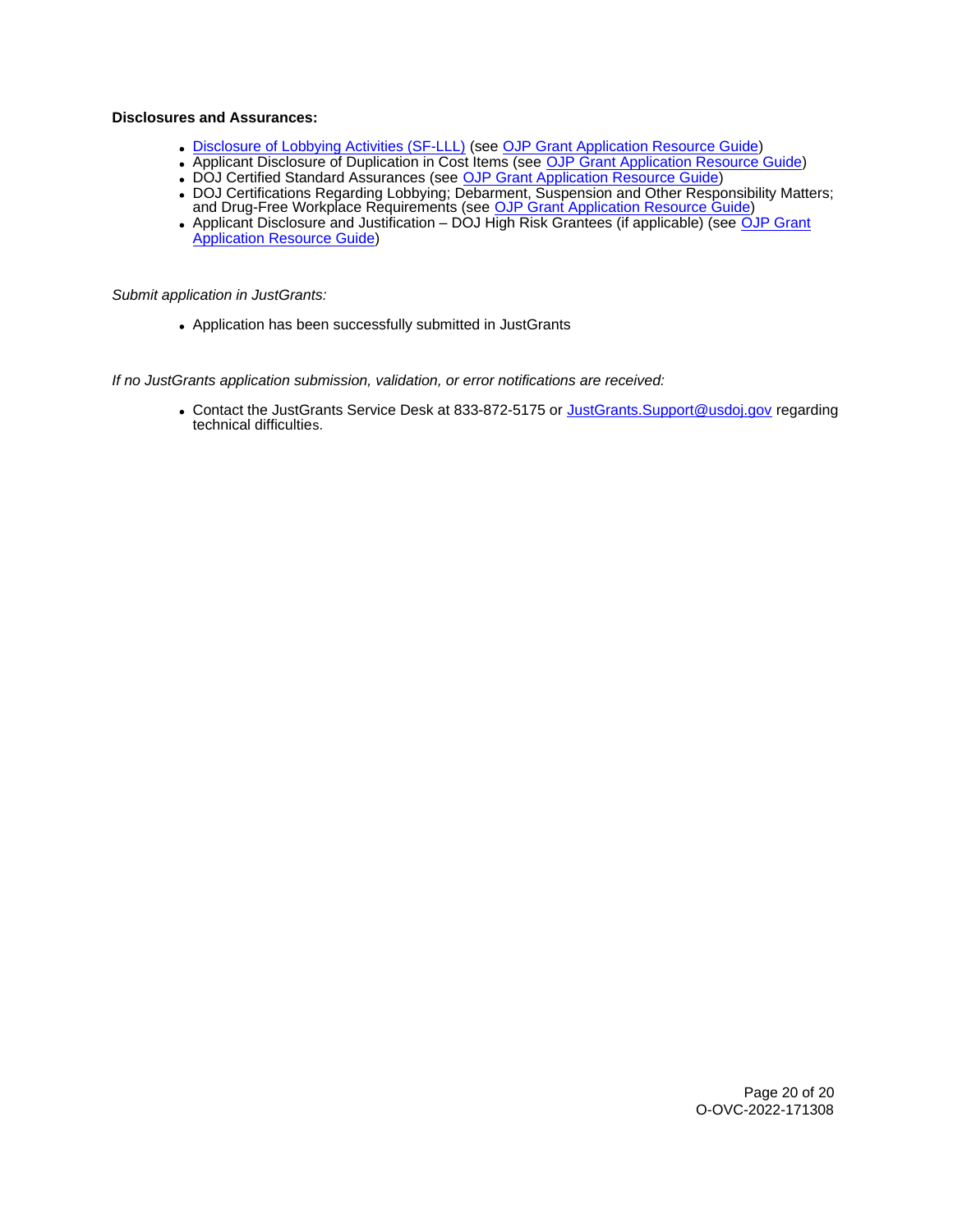**Disclosures and Assurances:**

- Disclosure of Lobbying Activities (SF-LLL) (see OJP Grant Application Resource Guide)
- Applicant Disclosure of Duplication in Cost Items (see OJP Grant Application Resource Guide)
- DOJ Certified Standard Assurances (see OJP Grant Application Resource Guide)
- DOJ Certifications Regarding Lobbying; Debarment, Suspension and Other Responsibility Matters; and Drug-Free Workplace Requirements (see OJP Grant Application Resource Guide)
- Applicant Disclosure and Justification – DOJ High Risk Grantees (if applicable) (see OJP Grant Application Resource Guide)

*Submit application in JustGrants:*

- Application has been successfully submitted in JustGrants

*If no JustGrants application submission, validation, or error notifications are received:*

- Contact the JustGrants Service Desk at 833-872-5175 or JustGrants.Support@usdoj.gov regarding technical difficulties.